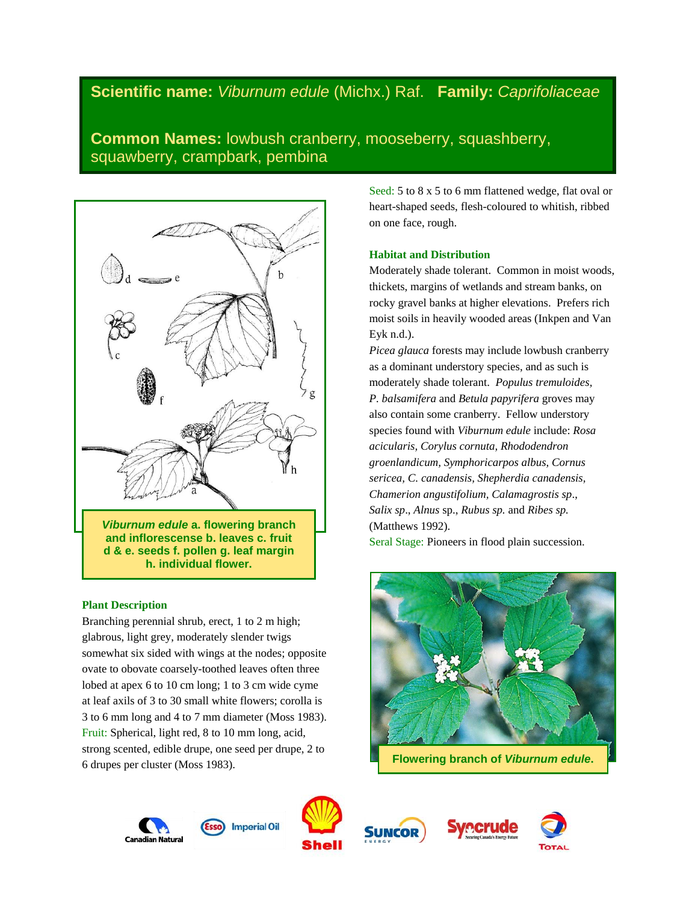**Scientific name:** *Viburnum edule* (Michx.) Raf. **Family:** *Caprifoliaceae*

**Common Names:** lowbush cranberry, mooseberry, squashberry, squawberry, crampbark, pembina

***Viburnum edule*** **a. flowering branch and inflorescense b. leaves c. fruit d & e. seeds f. pollen g. leaf margin h. individual flower.**

### Plant Description

Branching perennial shrub, erect, 1 to 2 m high; glabrous, light grey, moderately slender twigs somewhat six sided with wings at the nodes; opposite ovate to obovate coarsely-toothed leaves often three lobed at apex 6 to 10 cm long; 1 to 3 cm wide cyme at leaf axils of 3 to 30 small white flowers; corolla is 3 to 6 mm long and 4 to 7 mm diameter (Moss 1983).

Fruit: Spherical, light red, 8 to 10 mm long, acid, strong scented, edible drupe, one seed per drupe, 2 to 6 drupes per cluster (Moss 1983).

Seed: 5 to 8 x 5 to 6 mm flattened wedge, flat oval or heart-shaped seeds, flesh-coloured to whitish, ribbed on one face, rough.

### Habitat and Distribution

Moderately shade tolerant. Common in moist woods, thickets, margins of wetlands and stream banks, on rocky gravel banks at higher elevations. Prefers rich moist soils in heavily wooded areas (Inkpen and Van Eyk n.d.).

*Picea glauca* forests may include lowbush cranberry as a dominant understory species, and as such is moderately shade tolerant. *Populus tremuloides*, *P. balsamifera* and *Betula papyrifera* groves may also contain some cranberry. Fellow understory species found with *Viburnum edule* include: *Rosa acicularis, Corylus cornuta, Rhododendron groenlandicum, Symphoricarpos albus, Cornus sericea, C. canadensis, Shepherdia canadensis, Chamerion angustifolium, Calamagrostis sp*., *Salix sp*., *Alnus* sp., *Rubus sp.* and *Ribes sp.* (Matthews 1992).

Seral Stage: Pioneers in flood plain succession.

**Flowering branch of *Viburnum edule*.**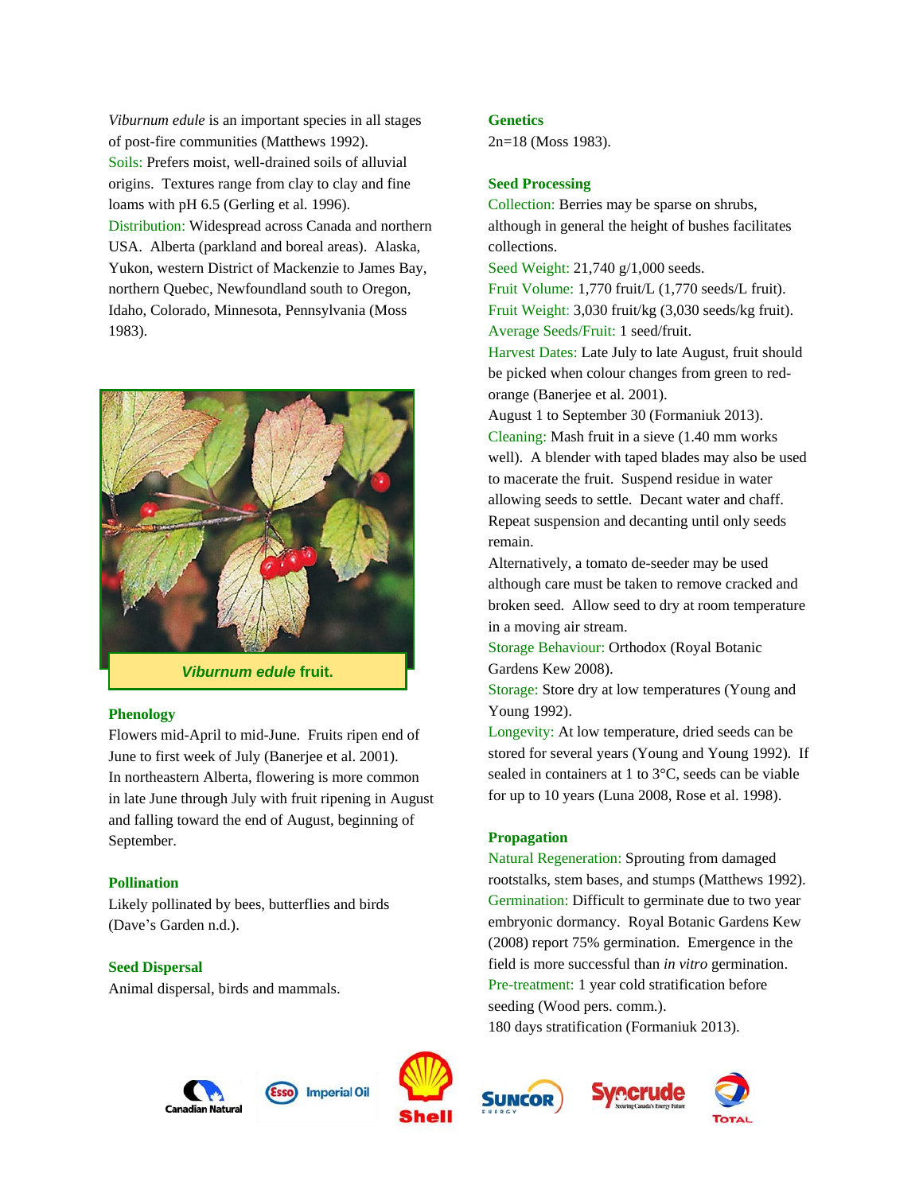*Viburnum edule* is an important species in all stages of post-fire communities (Matthews 1992).

Soils: Prefers moist, well-drained soils of alluvial origins. Textures range from clay to clay and fine loams with pH 6.5 (Gerling et al. 1996).

Distribution: Widespread across Canada and northern USA. Alberta (parkland and boreal areas). Alaska, Yukon, western District of Mackenzie to James Bay, northern Quebec, Newfoundland south to Oregon, Idaho, Colorado, Minnesota, Pennsylvania (Moss 1983).

***Viburnum edule* fruit.**

## Phenology

Flowers mid-April to mid-June. Fruits ripen end of June to first week of July (Banerjee et al. 2001).

In northeastern Alberta, flowering is more common in late June through July with fruit ripening in August and falling toward the end of August, beginning of September.

## Pollination

Likely pollinated by bees, butterflies and birds (Dave's Garden n.d.).

## Seed Dispersal

Animal dispersal, birds and mammals.

## Genetics

2n=18 (Moss 1983).

## Seed Processing

Collection: Berries may be sparse on shrubs, although in general the height of bushes facilitates collections.

Seed Weight: 21,740 g/1,000 seeds.

Fruit Volume: 1,770 fruit/L (1,770 seeds/L fruit).

Fruit Weight: 3,030 fruit/kg (3,030 seeds/kg fruit).

Average Seeds/Fruit: 1 seed/fruit.

Harvest Dates: Late July to late August, fruit should be picked when colour changes from green to red-orange (Banerjee et al. 2001).

August 1 to September 30 (Formaniuk 2013).

Cleaning: Mash fruit in a sieve (1.40 mm works well). A blender with taped blades may also be used to macerate the fruit. Suspend residue in water allowing seeds to settle. Decant water and chaff. Repeat suspension and decanting until only seeds remain.

Alternatively, a tomato de-seeder may be used although care must be taken to remove cracked and broken seed. Allow seed to dry at room temperature in a moving air stream.

Storage Behaviour: Orthodox (Royal Botanic Gardens Kew 2008).

Storage: Store dry at low temperatures (Young and Young 1992).

Longevity: At low temperature, dried seeds can be stored for several years (Young and Young 1992). If sealed in containers at 1 to 3°C, seeds can be viable for up to 10 years (Luna 2008, Rose et al. 1998).

## Propagation

Natural Regeneration: Sprouting from damaged rootstalks, stem bases, and stumps (Matthews 1992).

Germination: Difficult to germinate due to two year embryonic dormancy. Royal Botanic Gardens Kew (2008) report 75% germination. Emergence in the field is more successful than *in vitro* germination.

Pre-treatment: 1 year cold stratification before seeding (Wood pers. comm.).

180 days stratification (Formaniuk 2013).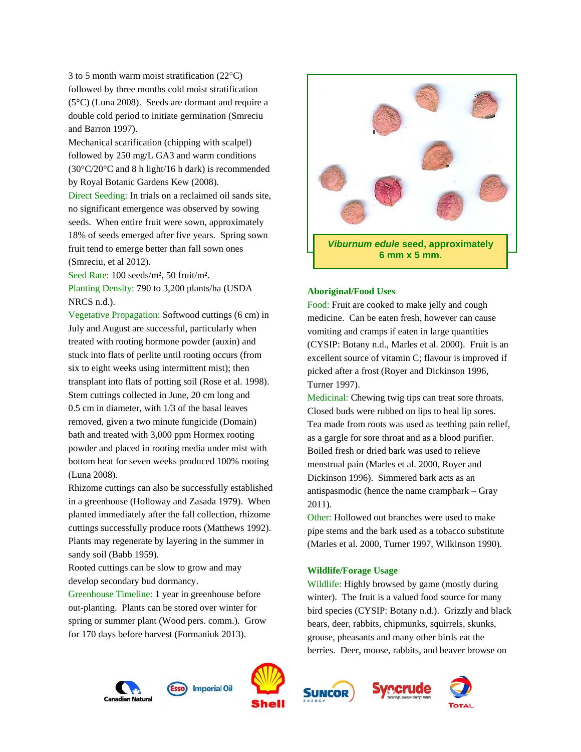3 to 5 month warm moist stratification (22°C) followed by three months cold moist stratification (5°C) (Luna 2008). Seeds are dormant and require a double cold period to initiate germination (Smreciu and Barron 1997).

Mechanical scarification (chipping with scalpel) followed by 250 mg/L GA3 and warm conditions (30°C/20°C and 8 h light/16 h dark) is recommended by Royal Botanic Gardens Kew (2008).

Direct Seeding: In trials on a reclaimed oil sands site, no significant emergence was observed by sowing seeds. When entire fruit were sown, approximately 18% of seeds emerged after five years. Spring sown fruit tend to emerge better than fall sown ones (Smreciu, et al 2012).

Seed Rate: 100 seeds/m², 50 fruit/m².

Planting Density: 790 to 3,200 plants/ha (USDA NRCS n.d.).

Vegetative Propagation: Softwood cuttings (6 cm) in July and August are successful, particularly when treated with rooting hormone powder (auxin) and stuck into flats of perlite until rooting occurs (from six to eight weeks using intermittent mist); then transplant into flats of potting soil (Rose et al. 1998). Stem cuttings collected in June, 20 cm long and 0.5 cm in diameter, with 1/3 of the basal leaves removed, given a two minute fungicide (Domain) bath and treated with 3,000 ppm Hormex rooting powder and placed in rooting media under mist with bottom heat for seven weeks produced 100% rooting (Luna 2008).

Rhizome cuttings can also be successfully established in a greenhouse (Holloway and Zasada 1979). When planted immediately after the fall collection, rhizome cuttings successfully produce roots (Matthews 1992). Plants may regenerate by layering in the summer in sandy soil (Babb 1959).

Rooted cuttings can be slow to grow and may develop secondary bud dormancy.

Greenhouse Timeline: 1 year in greenhouse before out-planting. Plants can be stored over winter for spring or summer plant (Wood pers. comm.). Grow for 170 days before harvest (Formaniuk 2013).

***Viburnum edule*** **seed, approximately 6 mm x 5 mm.**

## Aboriginal/Food Uses

Food: Fruit are cooked to make jelly and cough medicine. Can be eaten fresh, however can cause vomiting and cramps if eaten in large quantities (CYSIP: Botany n.d., Marles et al. 2000). Fruit is an excellent source of vitamin C; flavour is improved if picked after a frost (Royer and Dickinson 1996, Turner 1997).

Medicinal: Chewing twig tips can treat sore throats. Closed buds were rubbed on lips to heal lip sores. Tea made from roots was used as teething pain relief, as a gargle for sore throat and as a blood purifier. Boiled fresh or dried bark was used to relieve menstrual pain (Marles et al. 2000, Royer and Dickinson 1996). Simmered bark acts as an antispasmodic (hence the name crampbark – Gray 2011).

Other: Hollowed out branches were used to make pipe stems and the bark used as a tobacco substitute (Marles et al. 2000, Turner 1997, Wilkinson 1990).

## Wildlife/Forage Usage

Wildlife: Highly browsed by game (mostly during winter). The fruit is a valued food source for many bird species (CYSIP: Botany n.d.). Grizzly and black bears, deer, rabbits, chipmunks, squirrels, skunks, grouse, pheasants and many other birds eat the berries. Deer, moose, rabbits, and beaver browse on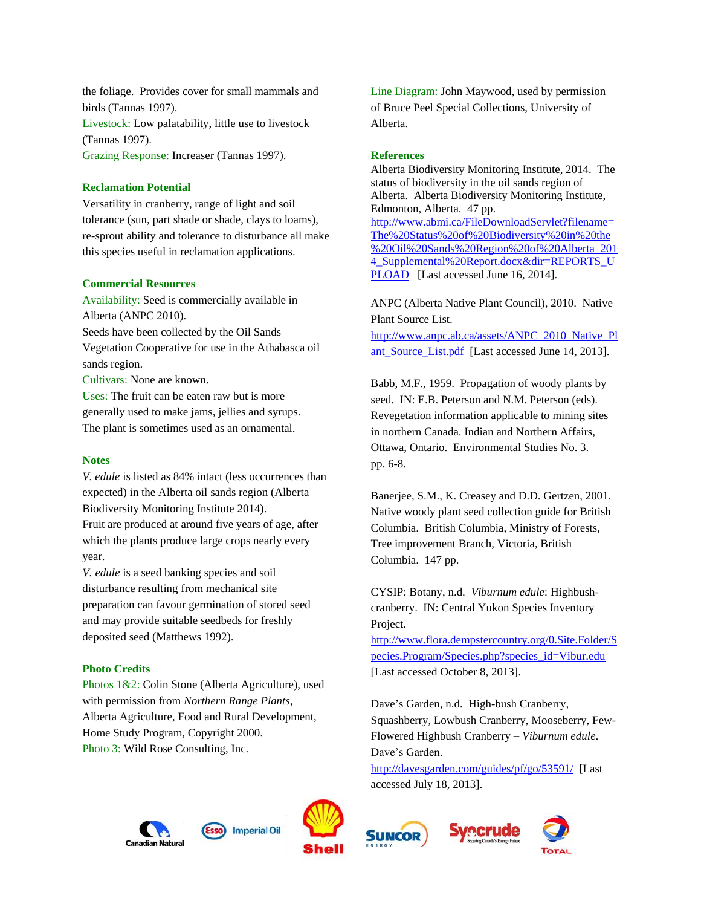the foliage. Provides cover for small mammals and birds (Tannas 1997).
Livestock: Low palatability, little use to livestock (Tannas 1997).
Grazing Response: Increaser (Tannas 1997).

### Reclamation Potential

Versatility in cranberry, range of light and soil tolerance (sun, part shade or shade, clays to loams), re-sprout ability and tolerance to disturbance all make this species useful in reclamation applications.

### Commercial Resources

Availability: Seed is commercially available in Alberta (ANPC 2010).
Seeds have been collected by the Oil Sands Vegetation Cooperative for use in the Athabasca oil sands region.
Cultivars: None are known.
Uses: The fruit can be eaten raw but is more generally used to make jams, jellies and syrups. The plant is sometimes used as an ornamental.

### Notes

*V. edule* is listed as 84% intact (less occurrences than expected) in the Alberta oil sands region (Alberta Biodiversity Monitoring Institute 2014).
Fruit are produced at around five years of age, after which the plants produce large crops nearly every year.
*V. edule* is a seed banking species and soil disturbance resulting from mechanical site preparation can favour germination of stored seed and may provide suitable seedbeds for freshly deposited seed (Matthews 1992).

### Photo Credits

Photos 1&2: Colin Stone (Alberta Agriculture), used with permission from *Northern Range Plants*, Alberta Agriculture, Food and Rural Development, Home Study Program, Copyright 2000.
Photo 3: Wild Rose Consulting, Inc.

Line Diagram: John Maywood, used by permission of Bruce Peel Special Collections, University of Alberta.

### References

Alberta Biodiversity Monitoring Institute, 2014. The status of biodiversity in the oil sands region of Alberta. Alberta Biodiversity Monitoring Institute, Edmonton, Alberta. 47 pp. http://www.abmi.ca/FileDownloadServlet?filename=The%20Status%20of%20Biodiversity%20in%20the%20Oil%20Sands%20Region%20of%20Alberta_2014_Supplemental%20Report.docx&dir=REPORTS_UPLOAD [Last accessed June 16, 2014].

ANPC (Alberta Native Plant Council), 2010. Native Plant Source List. http://www.anpc.ab.ca/assets/ANPC_2010_Native_Plant_Source_List.pdf [Last accessed June 14, 2013].

Babb, M.F., 1959. Propagation of woody plants by seed. IN: E.B. Peterson and N.M. Peterson (eds). Revegetation information applicable to mining sites in northern Canada. Indian and Northern Affairs, Ottawa, Ontario. Environmental Studies No. 3. pp. 6-8.

Banerjee, S.M., K. Creasey and D.D. Gertzen, 2001. Native woody plant seed collection guide for British Columbia. British Columbia, Ministry of Forests, Tree improvement Branch, Victoria, British Columbia. 147 pp.

CYSIP: Botany, n.d. *Viburnum edule*: Highbush-cranberry. IN: Central Yukon Species Inventory Project. http://www.flora.dempstercountry.org/0.Site.Folder/Species.Program/Species.php?species_id=Vibur.edu [Last accessed October 8, 2013].

Dave's Garden, n.d. High-bush Cranberry, Squashberry, Lowbush Cranberry, Mooseberry, Few-Flowered Highbush Cranberry – *Viburnum edule*. Dave's Garden. http://davesgarden.com/guides/pf/go/53591/ [Last accessed July 18, 2013].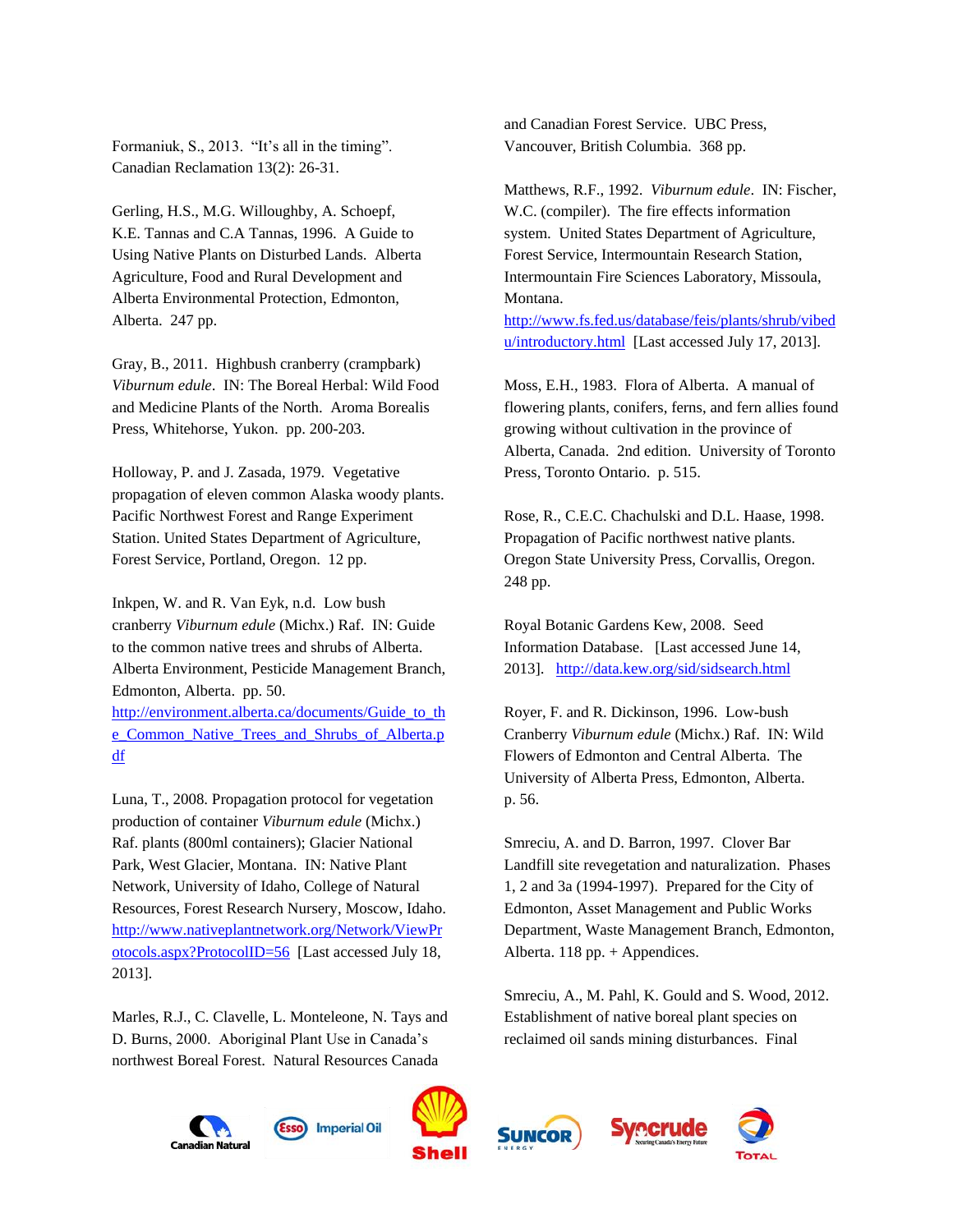Formaniuk, S., 2013. "It's all in the timing". Canadian Reclamation 13(2): 26-31.

Gerling, H.S., M.G. Willoughby, A. Schoepf, K.E. Tannas and C.A Tannas, 1996. A Guide to Using Native Plants on Disturbed Lands. Alberta Agriculture, Food and Rural Development and Alberta Environmental Protection, Edmonton, Alberta. 247 pp.

Gray, B., 2011. Highbush cranberry (crampbark) *Viburnum edule*. IN: The Boreal Herbal: Wild Food and Medicine Plants of the North. Aroma Borealis Press, Whitehorse, Yukon. pp. 200-203.

Holloway, P. and J. Zasada, 1979. Vegetative propagation of eleven common Alaska woody plants. Pacific Northwest Forest and Range Experiment Station. United States Department of Agriculture, Forest Service, Portland, Oregon. 12 pp.

Inkpen, W. and R. Van Eyk, n.d. Low bush cranberry *Viburnum edule* (Michx.) Raf. IN: Guide to the common native trees and shrubs of Alberta. Alberta Environment, Pesticide Management Branch, Edmonton, Alberta. pp. 50. http://environment.alberta.ca/documents/Guide_to_the_Common_Native_Trees_and_Shrubs_of_Alberta.pdf

Luna, T., 2008. Propagation protocol for vegetation production of container *Viburnum edule* (Michx.) Raf. plants (800ml containers); Glacier National Park, West Glacier, Montana. IN: Native Plant Network, University of Idaho, College of Natural Resources, Forest Research Nursery, Moscow, Idaho. http://www.nativeplantnetwork.org/Network/ViewProtocols.aspx?ProtocolID=56 [Last accessed July 18, 2013].

Marles, R.J., C. Clavelle, L. Monteleone, N. Tays and D. Burns, 2000. Aboriginal Plant Use in Canada's northwest Boreal Forest. Natural Resources Canada and Canadian Forest Service. UBC Press, Vancouver, British Columbia. 368 pp.

Matthews, R.F., 1992. *Viburnum edule*. IN: Fischer, W.C. (compiler). The fire effects information system. United States Department of Agriculture, Forest Service, Intermountain Research Station, Intermountain Fire Sciences Laboratory, Missoula, Montana. http://www.fs.fed.us/database/feis/plants/shrub/vibedu/introductory.html [Last accessed July 17, 2013].

Moss, E.H., 1983. Flora of Alberta. A manual of flowering plants, conifers, ferns, and fern allies found growing without cultivation in the province of Alberta, Canada. 2nd edition. University of Toronto Press, Toronto Ontario. p. 515.

Rose, R., C.E.C. Chachulski and D.L. Haase, 1998. Propagation of Pacific northwest native plants. Oregon State University Press, Corvallis, Oregon. 248 pp.

Royal Botanic Gardens Kew, 2008. Seed Information Database. [Last accessed June 14, 2013]. http://data.kew.org/sid/sidsearch.html

Royer, F. and R. Dickinson, 1996. Low-bush Cranberry *Viburnum edule* (Michx.) Raf. IN: Wild Flowers of Edmonton and Central Alberta. The University of Alberta Press, Edmonton, Alberta. p. 56.

Smreciu, A. and D. Barron, 1997. Clover Bar Landfill site revegetation and naturalization. Phases 1, 2 and 3a (1994-1997). Prepared for the City of Edmonton, Asset Management and Public Works Department, Waste Management Branch, Edmonton, Alberta. 118 pp. + Appendices.

Smreciu, A., M. Pahl, K. Gould and S. Wood, 2012. Establishment of native boreal plant species on reclaimed oil sands mining disturbances. Final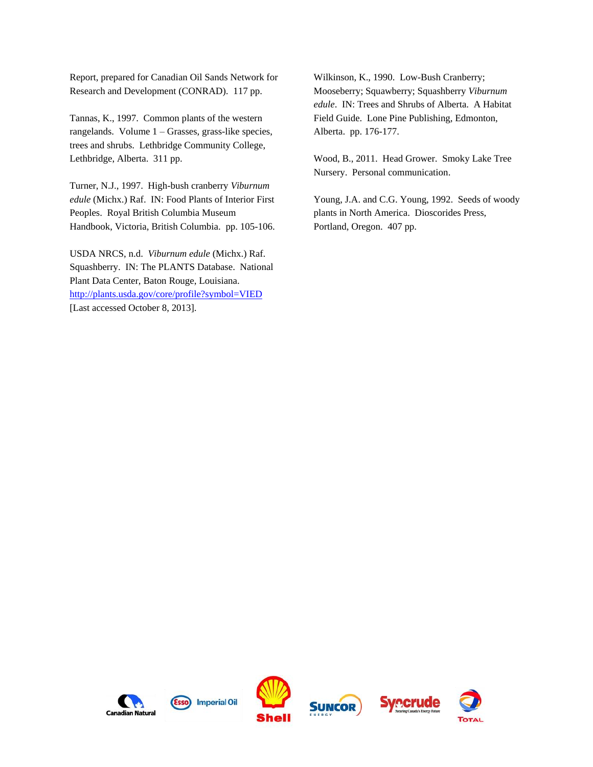Report, prepared for Canadian Oil Sands Network for Research and Development (CONRAD). 117 pp.

Tannas, K., 1997. Common plants of the western rangelands. Volume 1 – Grasses, grass-like species, trees and shrubs. Lethbridge Community College, Lethbridge, Alberta. 311 pp.

Turner, N.J., 1997. High-bush cranberry *Viburnum edule* (Michx.) Raf. IN: Food Plants of Interior First Peoples. Royal British Columbia Museum Handbook, Victoria, British Columbia. pp. 105-106.

USDA NRCS, n.d. *Viburnum edule* (Michx.) Raf. Squashberry. IN: The PLANTS Database. National Plant Data Center, Baton Rouge, Louisiana. http://plants.usda.gov/core/profile?symbol=VIED [Last accessed October 8, 2013].

Wilkinson, K., 1990. Low-Bush Cranberry; Mooseberry; Squawberry; Squashberry *Viburnum edule*. IN: Trees and Shrubs of Alberta. A Habitat Field Guide. Lone Pine Publishing, Edmonton, Alberta. pp. 176-177.

Wood, B., 2011. Head Grower. Smoky Lake Tree Nursery. Personal communication.

Young, J.A. and C.G. Young, 1992. Seeds of woody plants in North America. Dioscorides Press, Portland, Oregon. 407 pp.